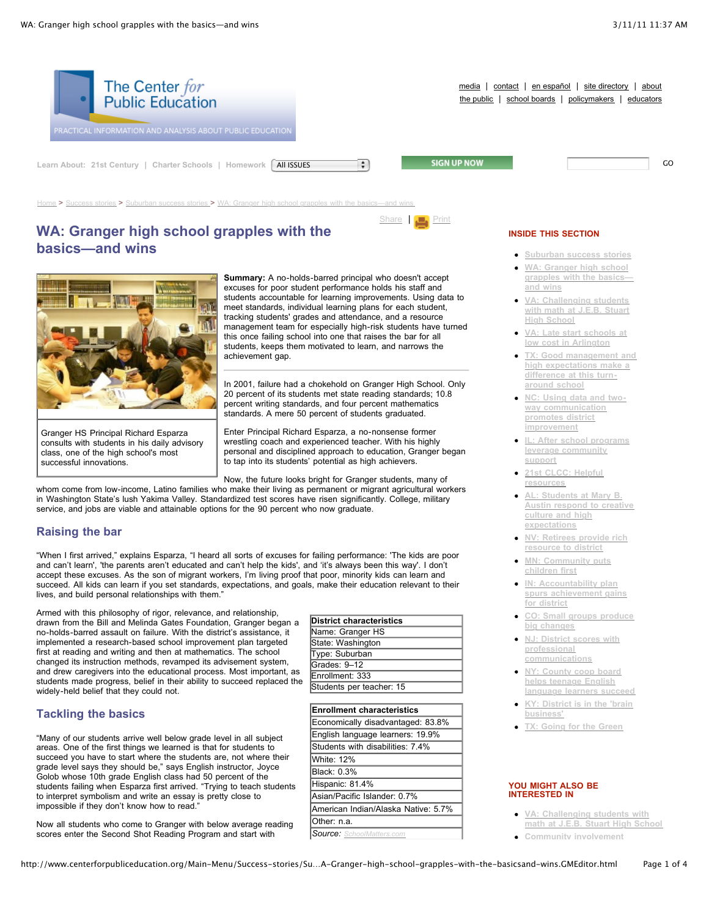# WA: Granger high school grapples with the basics—and wins

**Summary:** A no-holds-barred principal who doesn't accept excuses for poor student performance holds his staff and students accountable for learning improvements. Using data to meet standards, individual learning plans for each student, tracking students' grades and attendance, and a resource management team for especially high-risk students have turned this once failing school into one that raises the bar for all students, keeps them motivated to learn, and narrows the achievement gap.

Granger HS Principal Richard Esparza consults with students in his daily advisory class, one of the high school's most successful innovations.

In 2001, failure had a chokehold on Granger High School. Only 20 percent of its students met state reading standards; 10.8 percent writing standards, and four percent mathematics standards. A mere 50 percent of students graduated.

Enter Principal Richard Esparza, a no-nonsense former wrestling coach and experienced teacher. With his highly personal and disciplined approach to education, Granger began to tap into its students' potential as high achievers.

Now, the future looks bright for Granger students, many of whom come from low-income, Latino families who make their living as permanent or migrant agricultural workers in Washington State's lush Yakima Valley. Standardized test scores have risen significantly. College, military service, and jobs are viable and attainable options for the 90 percent who now graduate.

## Raising the bar

"When I first arrived," explains Esparza, "I heard all sorts of excuses for failing performance: 'The kids are poor and can't learn', 'the parents aren't educated and can't help the kids', and 'it's always been this way'. I don't accept these excuses. As the son of migrant workers, I'm living proof that poor, minority kids can learn and succeed. All kids can learn if you set standards, expectations, and goals, make their education relevant to their lives, and build personal relationships with them."

Armed with this philosophy of rigor, relevance, and relationship, drawn from the Bill and Melinda Gates Foundation, Granger began a no-holds-barred assault on failure. With the district's assistance, it implemented a research-based school improvement plan targeted first at reading and writing and then at mathematics. The school changed its instruction methods, revamped its advisement system, and drew caregivers into the educational process. Most important, as students made progress, belief in their ability to succeed replaced the widely-held belief that they could not.

| District characteristics |
|---|
| Name: Granger HS |
| State: Washington |
| Type: Suburban |
| Grades: 9–12 |
| Enrollment: 333 |
| Students per teacher: 15 |

| Enrollment characteristics |
|---|
| Economically disadvantaged: 83.8% |
| English language learners: 19.9% |
| Students with disabilities: 7.4% |
| White: 12% |
| Black: 0.3% |
| Hispanic: 81.4% |
| Asian/Pacific Islander: 0.7% |
| American Indian/Alaska Native: 5.7% |
| Other: n.a. |
| *Source:* SchoolMatters.com |

## Tackling the basics

"Many of our students arrive well below grade level in all subject areas. One of the first things we learned is that for students to succeed you have to start where the students are, not where their grade level says they should be," says English instructor, Joyce Golob whose 10th grade English class had 50 percent of the students failing when Esparza first arrived. "Trying to teach students to interpret symbolism and write an essay is pretty close to impossible if they don't know how to read."

Now all students who come to Granger with below average reading scores enter the Second Shot Reading Program and start with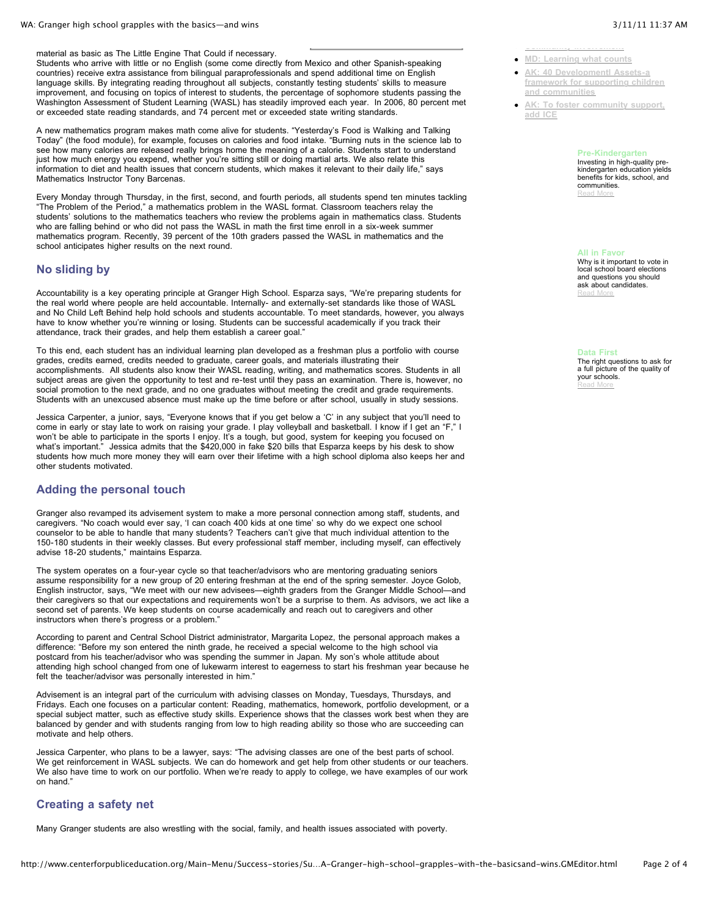material as basic as The Little Engine That Could if necessary.
Students who arrive with little or no English (some come directly from Mexico and other Spanish-speaking countries) receive extra assistance from bilingual paraprofessionals and spend additional time on English language skills. By integrating reading throughout all subjects, constantly testing students' skills to measure improvement, and focusing on topics of interest to students, the percentage of sophomore students passing the Washington Assessment of Student Learning (WASL) has steadily improved each year. In 2006, 80 percent met or exceeded state reading standards, and 74 percent met or exceeded state writing standards.

A new mathematics program makes math come alive for students. "Yesterday's Food is Walking and Talking Today" (the food module), for example, focuses on calories and food intake. "Burning nuts in the science lab to see how many calories are released really brings home the meaning of a calorie. Students start to understand just how much energy you expend, whether you're sitting still or doing martial arts. We also relate this information to diet and health issues that concern students, which makes it relevant to their daily life," says Mathematics Instructor Tony Barcenas.

Every Monday through Thursday, in the first, second, and fourth periods, all students spend ten minutes tackling "The Problem of the Period," a mathematics problem in the WASL format. Classroom teachers relay the students' solutions to the mathematics teachers who review the problems again in mathematics class. Students who are falling behind or who did not pass the WASL in math the first time enroll in a six-week summer mathematics program. Recently, 39 percent of the 10th graders passed the WASL in mathematics and the school anticipates higher results on the next round.

## No sliding by

Accountability is a key operating principle at Granger High School. Esparza says, "We're preparing students for the real world where people are held accountable. Internally- and externally-set standards like those of WASL and No Child Left Behind help hold schools and students accountable. To meet standards, however, you always have to know whether you're winning or losing. Students can be successful academically if you track their attendance, track their grades, and help them establish a career goal."

To this end, each student has an individual learning plan developed as a freshman plus a portfolio with course grades, credits earned, credits needed to graduate, career goals, and materials illustrating their accomplishments. All students also know their WASL reading, writing, and mathematics scores. Students in all subject areas are given the opportunity to test and re-test until they pass an examination. There is, however, no social promotion to the next grade, and no one graduates without meeting the credit and grade requirements. Students with an unexcused absence must make up the time before or after school, usually in study sessions.

Jessica Carpenter, a junior, says, "Everyone knows that if you get below a 'C' in any subject that you'll need to come in early or stay late to work on raising your grade. I play volleyball and basketball. I know if I get an "F," I won't be able to participate in the sports I enjoy. It's a tough, but good, system for keeping you focused on what's important." Jessica admits that the $420,000 in fake $20 bills that Esparza keeps by his desk to show students how much more money they will earn over their lifetime with a high school diploma also keeps her and other students motivated.

## Adding the personal touch

Granger also revamped its advisement system to make a more personal connection among staff, students, and caregivers. "No coach would ever say, 'I can coach 400 kids at one time' so why do we expect one school counselor to be able to handle that many students? Teachers can't give that much individual attention to the 150-180 students in their weekly classes. But every professional staff member, including myself, can effectively advise 18-20 students," maintains Esparza.

The system operates on a four-year cycle so that teacher/advisors who are mentoring graduating seniors assume responsibility for a new group of 20 entering freshman at the end of the spring semester. Joyce Golob, English instructor, says, "We meet with our new advisees—eighth graders from the Granger Middle School—and their caregivers so that our expectations and requirements won't be a surprise to them. As advisors, we act like a second set of parents. We keep students on course academically and reach out to caregivers and other instructors when there's progress or a problem."

According to parent and Central School District administrator, Margarita Lopez, the personal approach makes a difference: "Before my son entered the ninth grade, he received a special welcome to the high school via postcard from his teacher/advisor who was spending the summer in Japan. My son's whole attitude about attending high school changed from one of lukewarm interest to eagerness to start his freshman year because he felt the teacher/advisor was personally interested in him."

Advisement is an integral part of the curriculum with advising classes on Monday, Tuesdays, Thursdays, and Fridays. Each one focuses on a particular content: Reading, mathematics, homework, portfolio development, or a special subject matter, such as effective study skills. Experience shows that the classes work best when they are balanced by gender and with students ranging from low to high reading ability so those who are succeeding can motivate and help others.

Jessica Carpenter, who plans to be a lawyer, says: "The advising classes are one of the best parts of school. We get reinforcement in WASL subjects. We can do homework and get help from other students or our teachers. We also have time to work on our portfolio. When we're ready to apply to college, we have examples of our work on hand."

## Creating a safety net

Many Granger students are also wrestling with the social, family, and health issues associated with poverty.

- MD: Learning what counts
- AK: 40 Developmentl Assets-a framework for supporting children and communities
- AK: To foster community support, add ICE

**Pre-Kindergarten**
Investing in high-quality pre-kindergarten education yields benefits for kids, school, and communities.
Read More

**All in Favor**
Why is it important to vote in local school board elections and questions you should ask about candidates.
Read More

**Data First**
The right questions to ask for a full picture of the quality of your schools.
Read More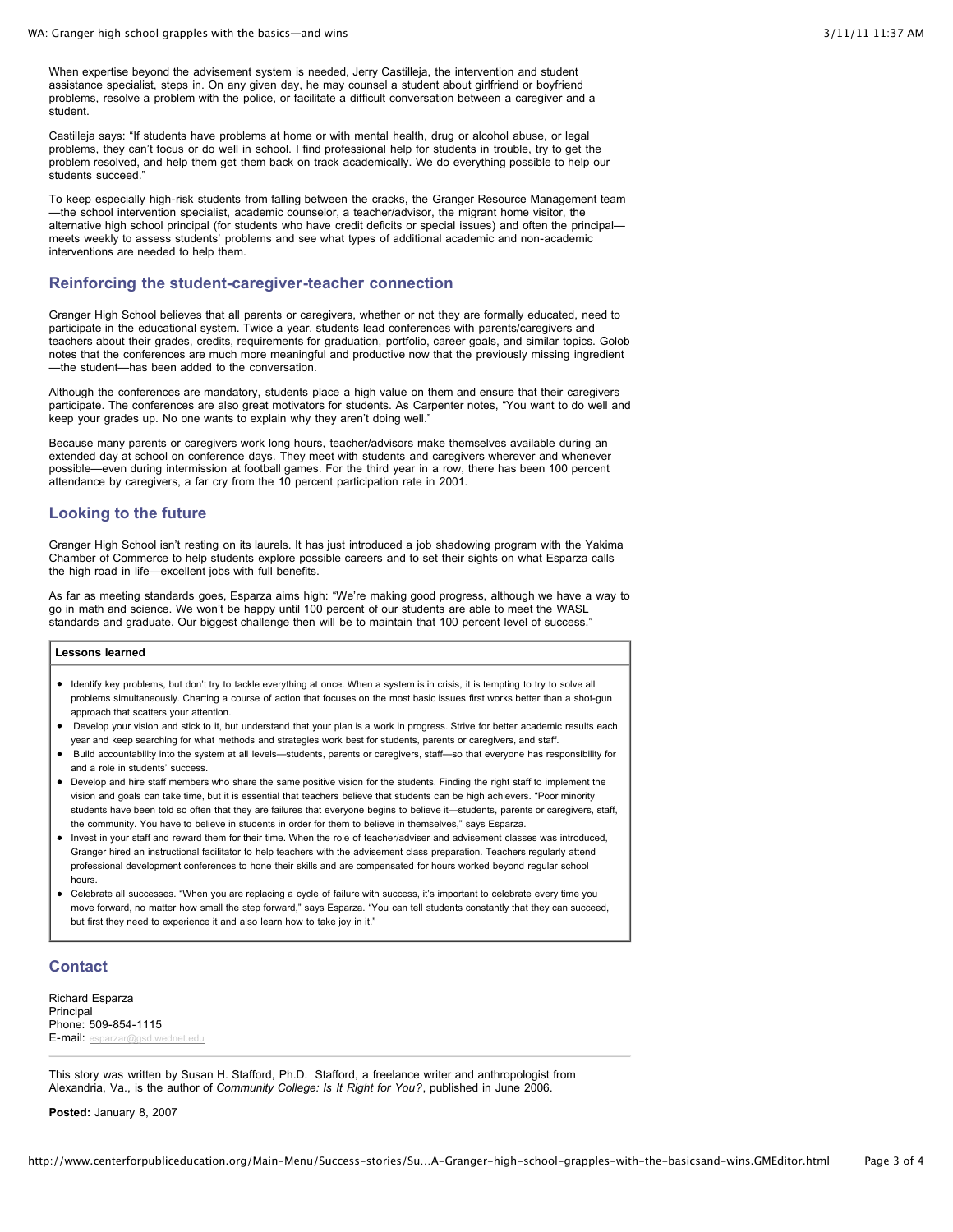When expertise beyond the advisement system is needed, Jerry Castilleja, the intervention and student assistance specialist, steps in. On any given day, he may counsel a student about girlfriend or boyfriend problems, resolve a problem with the police, or facilitate a difficult conversation between a caregiver and a student.

Castilleja says: "If students have problems at home or with mental health, drug or alcohol abuse, or legal problems, they can't focus or do well in school. I find professional help for students in trouble, try to get the problem resolved, and help them get them back on track academically. We do everything possible to help our students succeed."

To keep especially high-risk students from falling between the cracks, the Granger Resource Management team—the school intervention specialist, academic counselor, a teacher/advisor, the migrant home visitor, the alternative high school principal (for students who have credit deficits or special issues) and often the principal—meets weekly to assess students' problems and see what types of additional academic and non-academic interventions are needed to help them.

## Reinforcing the student-caregiver-teacher connection

Granger High School believes that all parents or caregivers, whether or not they are formally educated, need to participate in the educational system. Twice a year, students lead conferences with parents/caregivers and teachers about their grades, credits, requirements for graduation, portfolio, career goals, and similar topics. Golob notes that the conferences are much more meaningful and productive now that the previously missing ingredient—the student—has been added to the conversation.

Although the conferences are mandatory, students place a high value on them and ensure that their caregivers participate. The conferences are also great motivators for students. As Carpenter notes, "You want to do well and keep your grades up. No one wants to explain why they aren't doing well."

Because many parents or caregivers work long hours, teacher/advisors make themselves available during an extended day at school on conference days. They meet with students and caregivers wherever and whenever possible—even during intermission at football games. For the third year in a row, there has been 100 percent attendance by caregivers, a far cry from the 10 percent participation rate in 2001.

## Looking to the future

Granger High School isn't resting on its laurels. It has just introduced a job shadowing program with the Yakima Chamber of Commerce to help students explore possible careers and to set their sights on what Esparza calls the high road in life—excellent jobs with full benefits.

As far as meeting standards goes, Esparza aims high: "We're making good progress, although we have a way to go in math and science. We won't be happy until 100 percent of our students are able to meet the WASL standards and graduate. Our biggest challenge then will be to maintain that 100 percent level of success."

**Lessons learned**

- Identify key problems, but don't try to tackle everything at once. When a system is in crisis, it is tempting to try to solve all problems simultaneously. Charting a course of action that focuses on the most basic issues first works better than a shot-gun approach that scatters your attention.
- Develop your vision and stick to it, but understand that your plan is a work in progress. Strive for better academic results each year and keep searching for what methods and strategies work best for students, parents or caregivers, and staff.
- Build accountability into the system at all levels—students, parents or caregivers, staff—so that everyone has responsibility for and a role in students' success.
- Develop and hire staff members who share the same positive vision for the students. Finding the right staff to implement the vision and goals can take time, but it is essential that teachers believe that students can be high achievers. "Poor minority students have been told so often that they are failures that everyone begins to believe it—students, parents or caregivers, staff, the community. You have to believe in students in order for them to believe in themselves," says Esparza.
- Invest in your staff and reward them for their time. When the role of teacher/adviser and advisement classes was introduced, Granger hired an instructional facilitator to help teachers with the advisement class preparation. Teachers regularly attend professional development conferences to hone their skills and are compensated for hours worked beyond regular school hours.
- Celebrate all successes. "When you are replacing a cycle of failure with success, it's important to celebrate every time you move forward, no matter how small the step forward," says Esparza. "You can tell students constantly that they can succeed, but first they need to experience it and also learn how to take joy in it."

## Contact

Richard Esparza
Principal
Phone: 509-854-1115
E-mail: esparzar@gsd.wednet.edu

This story was written by Susan H. Stafford, Ph.D. Stafford, a freelance writer and anthropologist from Alexandria, Va., is the author of *Community College: Is It Right for You?*, published in June 2006.

**Posted:** January 8, 2007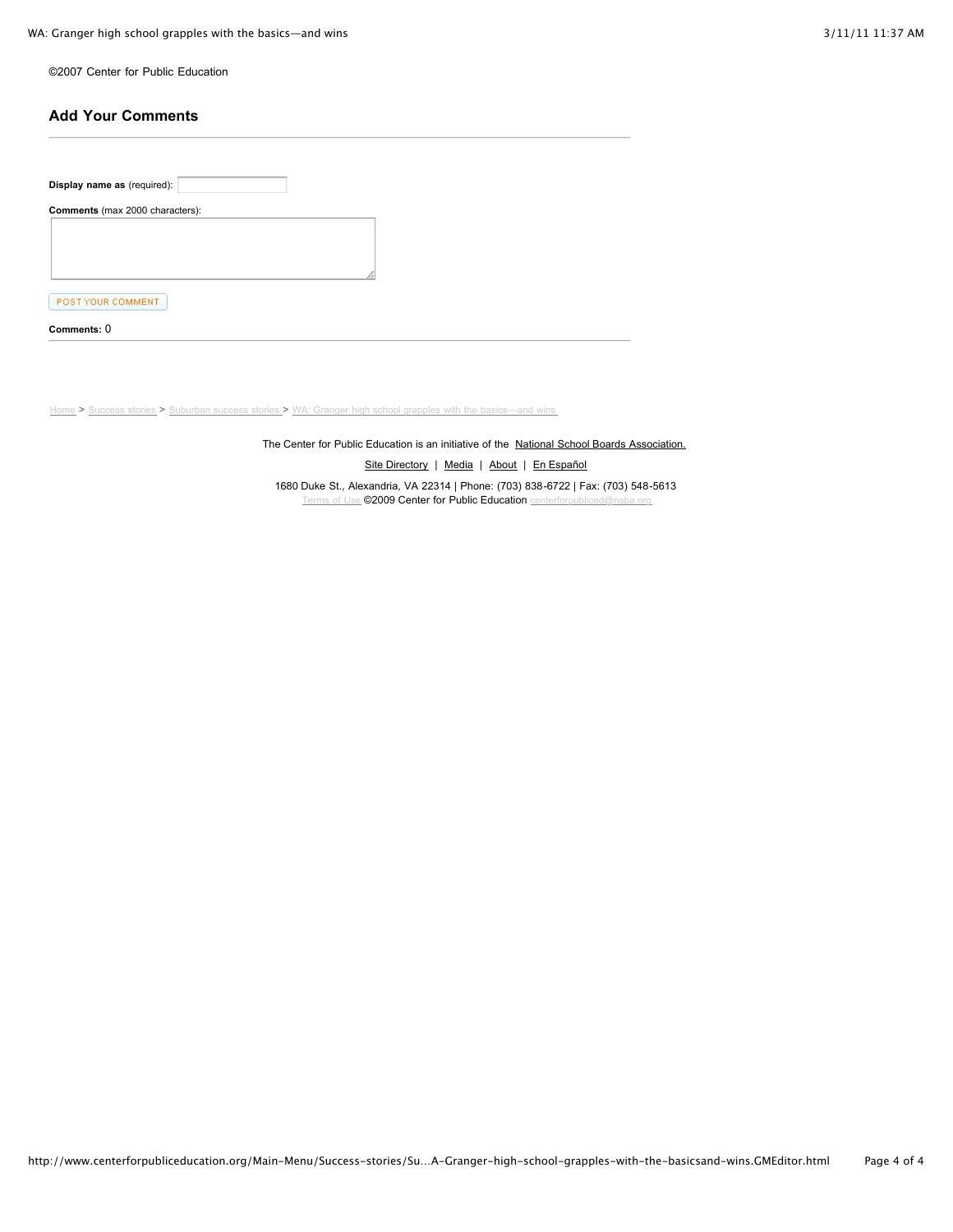©2007 Center for Public Education

## Add Your Comments

**Display name as** (required):

**Comments** (max 2000 characters):

POST YOUR COMMENT

**Comments:** 0

Home > Success stories > Suburban success stories > WA: Granger high school grapples with the basics—and wins

The Center for Public Education is an initiative of the National School Boards Association.

Site Directory | Media | About | En Español

1680 Duke St., Alexandria, VA 22314 | Phone: (703) 838-6722 | Fax: (703) 548-5613
Terms of Use ©2009 Center for Public Education centerforpubliced@nsba.org